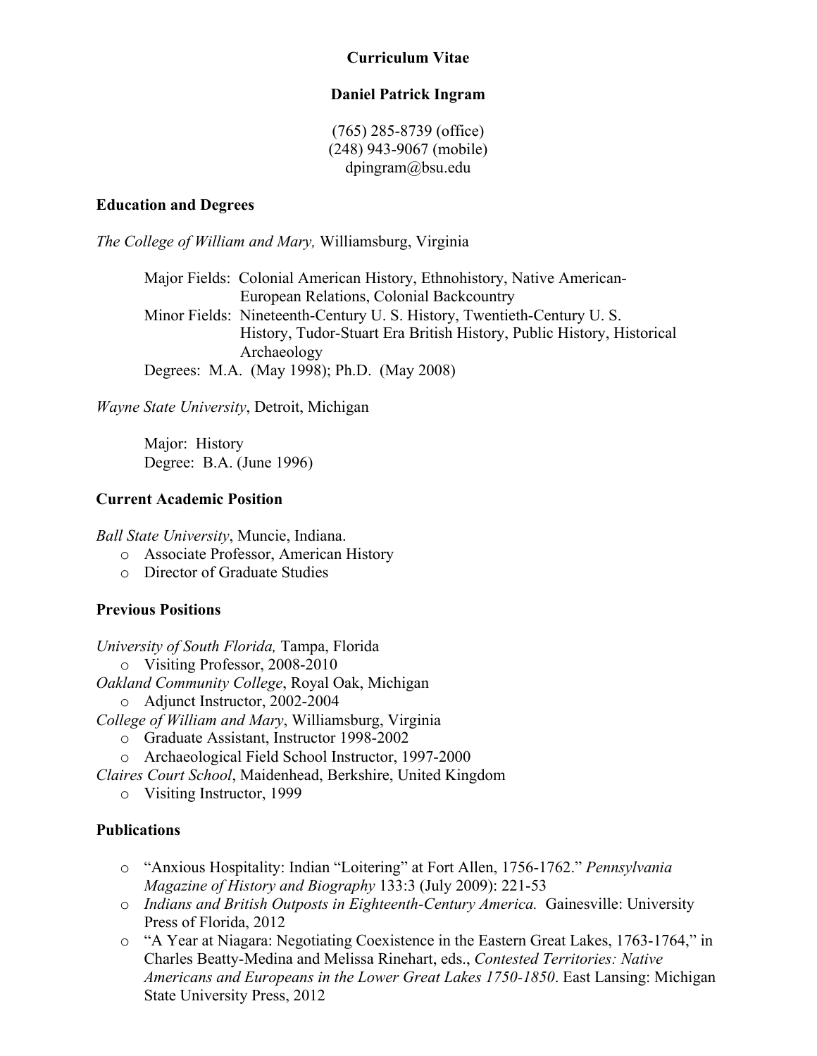# Curriculum Vitae

## Daniel Patrick Ingram

(765) 285-8739 (office)
(248) 943-9067 (mobile)
dpingram@bsu.edu

### Education and Degrees

*The College of William and Mary,* Williamsburg, Virginia

Major Fields: Colonial American History, Ethnohistory, Native American-European Relations, Colonial Backcountry
Minor Fields: Nineteenth-Century U. S. History, Twentieth-Century U. S. History, Tudor-Stuart Era British History, Public History, Historical Archaeology
Degrees: M.A. (May 1998); Ph.D. (May 2008)

*Wayne State University*, Detroit, Michigan

Major: History
Degree: B.A. (June 1996)

### Current Academic Position

*Ball State University*, Muncie, Indiana.

- Associate Professor, American History
- Director of Graduate Studies

### Previous Positions

*University of South Florida,* Tampa, Florida

- Visiting Professor, 2008-2010

*Oakland Community College*, Royal Oak, Michigan

- Adjunct Instructor, 2002-2004

*College of William and Mary*, Williamsburg, Virginia

- Graduate Assistant, Instructor 1998-2002
- Archaeological Field School Instructor, 1997-2000

*Claires Court School*, Maidenhead, Berkshire, United Kingdom

- Visiting Instructor, 1999

### Publications

- "Anxious Hospitality: Indian "Loitering" at Fort Allen, 1756-1762." *Pennsylvania Magazine of History and Biography* 133:3 (July 2009): 221-53
- *Indians and British Outposts in Eighteenth-Century America.* Gainesville: University Press of Florida, 2012
- "A Year at Niagara: Negotiating Coexistence in the Eastern Great Lakes, 1763-1764," in Charles Beatty-Medina and Melissa Rinehart, eds., *Contested Territories: Native Americans and Europeans in the Lower Great Lakes 1750-1850*. East Lansing: Michigan State University Press, 2012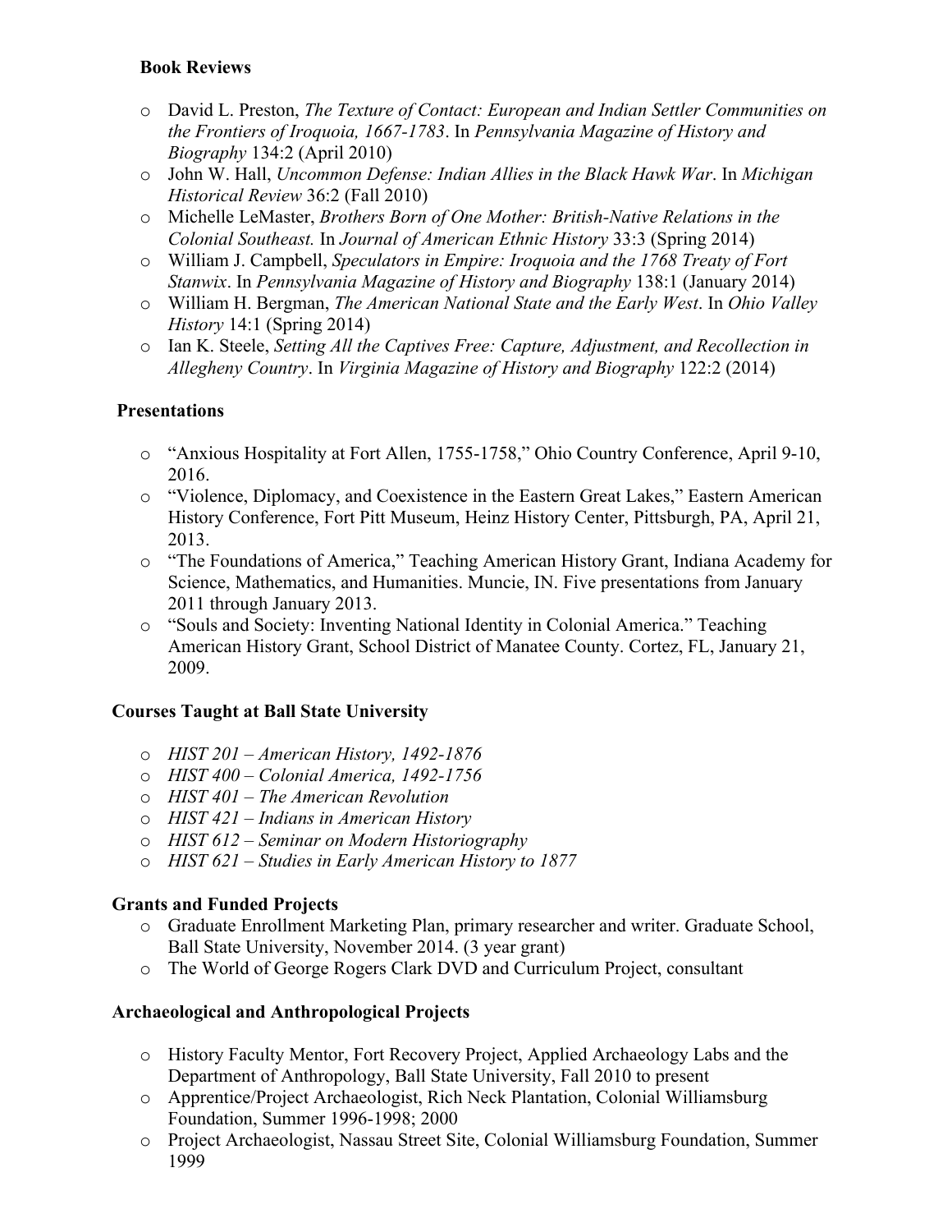### Book Reviews

- David L. Preston, *The Texture of Contact: European and Indian Settler Communities on the Frontiers of Iroquoia, 1667-1783*. In *Pennsylvania Magazine of History and Biography* 134:2 (April 2010)
- John W. Hall, *Uncommon Defense: Indian Allies in the Black Hawk War*. In *Michigan Historical Review* 36:2 (Fall 2010)
- Michelle LeMaster, *Brothers Born of One Mother: British-Native Relations in the Colonial Southeast.* In *Journal of American Ethnic History* 33:3 (Spring 2014)
- William J. Campbell, *Speculators in Empire: Iroquoia and the 1768 Treaty of Fort Stanwix*. In *Pennsylvania Magazine of History and Biography* 138:1 (January 2014)
- William H. Bergman, *The American National State and the Early West*. In *Ohio Valley History* 14:1 (Spring 2014)
- Ian K. Steele, *Setting All the Captives Free: Capture, Adjustment, and Recollection in Allegheny Country*. In *Virginia Magazine of History and Biography* 122:2 (2014)

### Presentations

- "Anxious Hospitality at Fort Allen, 1755-1758," Ohio Country Conference, April 9-10, 2016.
- "Violence, Diplomacy, and Coexistence in the Eastern Great Lakes," Eastern American History Conference, Fort Pitt Museum, Heinz History Center, Pittsburgh, PA, April 21, 2013.
- "The Foundations of America," Teaching American History Grant, Indiana Academy for Science, Mathematics, and Humanities. Muncie, IN. Five presentations from January 2011 through January 2013.
- "Souls and Society: Inventing National Identity in Colonial America." Teaching American History Grant, School District of Manatee County. Cortez, FL, January 21, 2009.

### Courses Taught at Ball State University

- *HIST 201 – American History, 1492-1876*
- *HIST 400 – Colonial America, 1492-1756*
- *HIST 401 – The American Revolution*
- *HIST 421 – Indians in American History*
- *HIST 612 – Seminar on Modern Historiography*
- *HIST 621 – Studies in Early American History to 1877*

### Grants and Funded Projects

- Graduate Enrollment Marketing Plan, primary researcher and writer. Graduate School, Ball State University, November 2014. (3 year grant)
- The World of George Rogers Clark DVD and Curriculum Project, consultant

### Archaeological and Anthropological Projects

- History Faculty Mentor, Fort Recovery Project, Applied Archaeology Labs and the Department of Anthropology, Ball State University, Fall 2010 to present
- Apprentice/Project Archaeologist, Rich Neck Plantation, Colonial Williamsburg Foundation, Summer 1996-1998; 2000
- Project Archaeologist, Nassau Street Site, Colonial Williamsburg Foundation, Summer 1999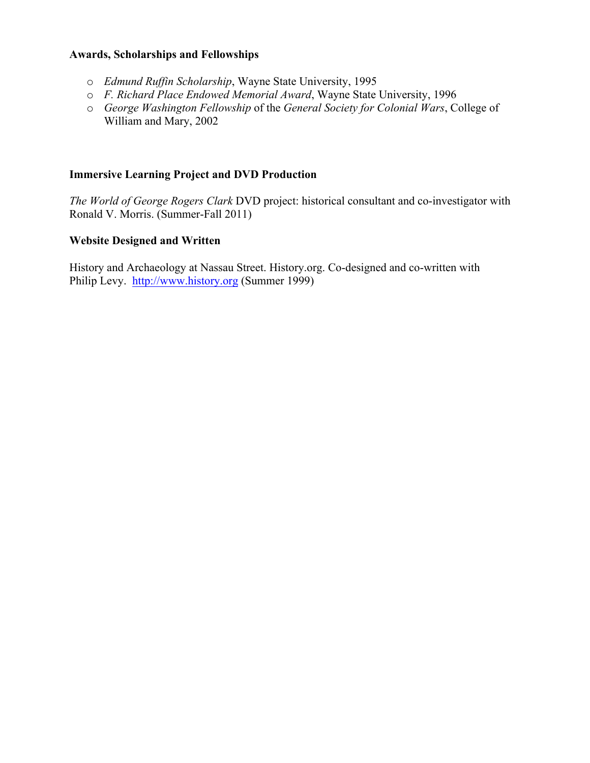### Awards, Scholarships and Fellowships

- *Edmund Ruffin Scholarship*, Wayne State University, 1995
- *F. Richard Place Endowed Memorial Award*, Wayne State University, 1996
- *George Washington Fellowship* of the *General Society for Colonial Wars*, College of William and Mary, 2002

### Immersive Learning Project and DVD Production

*The World of George Rogers Clark* DVD project: historical consultant and co-investigator with Ronald V. Morris. (Summer-Fall 2011)

### Website Designed and Written

History and Archaeology at Nassau Street. History.org. Co-designed and co-written with Philip Levy. [http://www.history.org](http://www.history.org) (Summer 1999)